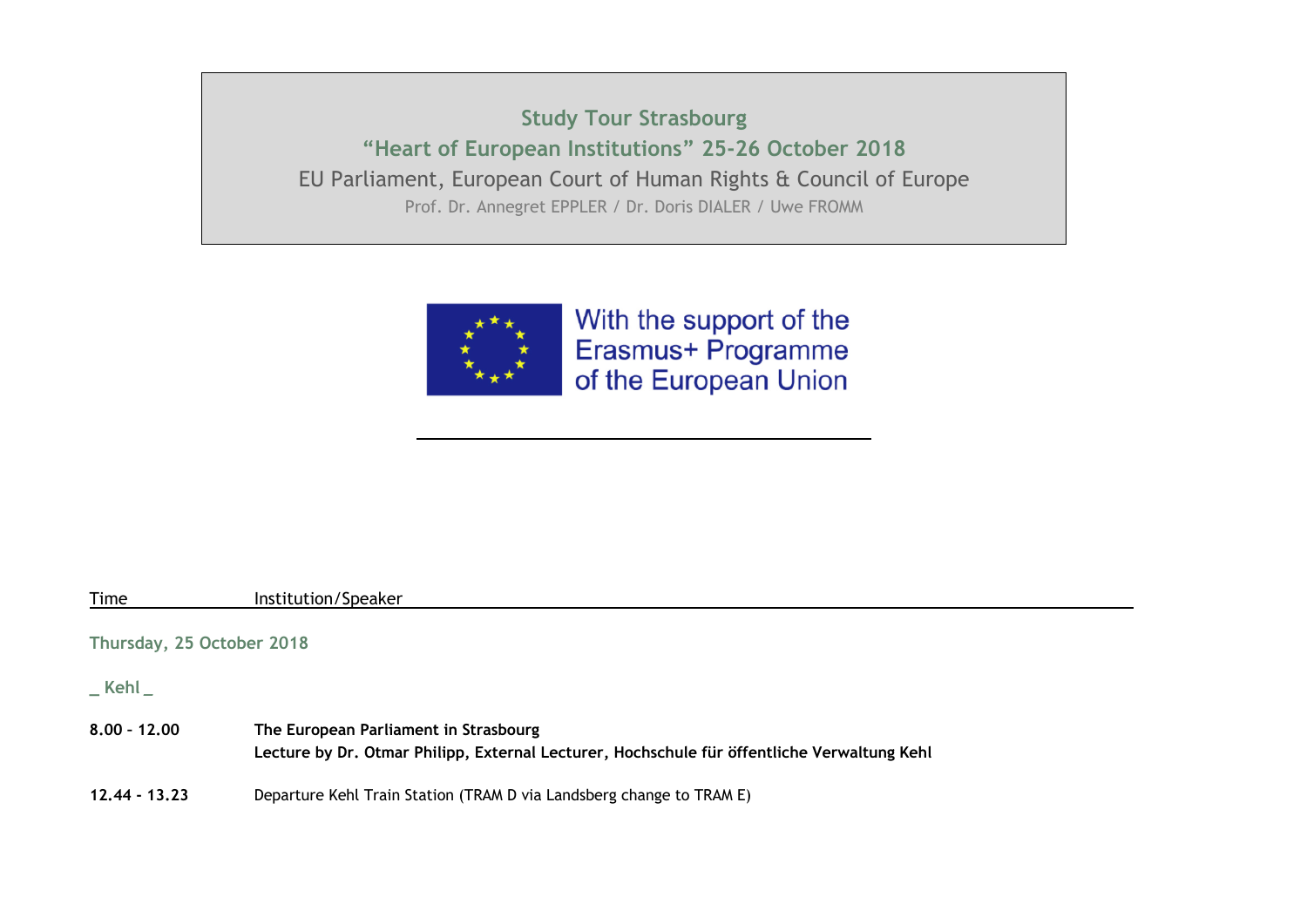# Study Tour Strasbourg

## "Heart of European Institutions" 25-26 October 2018

EU Parliament, European Court of Human Rights & Council of Europe

Prof. Dr. Annegret EPPLER / Dr. Doris DIALER / Uwe FROMM

With the support of the Erasmus+ Programme of the European Union

| Time | Institution/Speaker |
|---|---|
| **Thursday, 25 October 2018** | |
| **_ Kehl _** | |
| **8.00 – 12.00** | **The European Parliament in Strasbourg**<br>**Lecture by Dr. Otmar Philipp, External Lecturer, Hochschule für öffentliche Verwaltung Kehl** |
| **12.44 - 13.23** | Departure Kehl Train Station (TRAM D via Landsberg change to TRAM E) |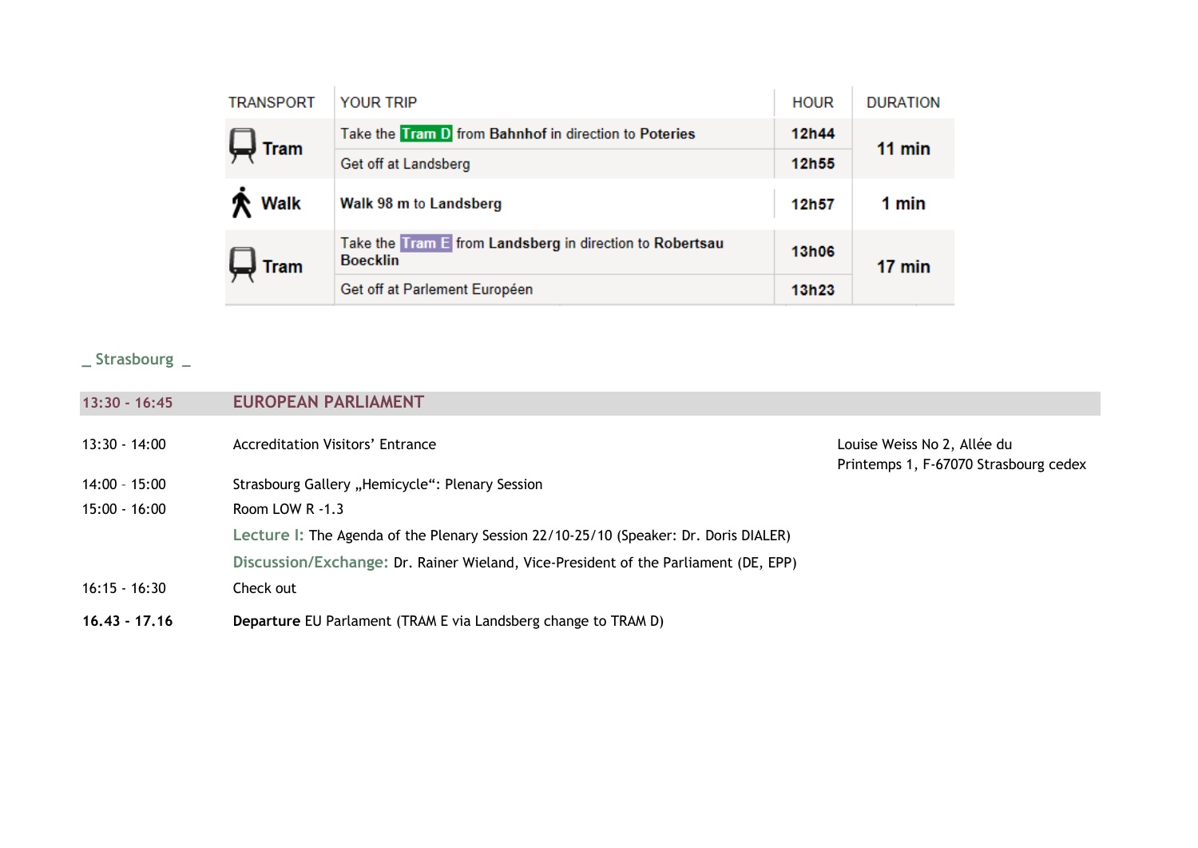| TRANSPORT | YOUR TRIP | HOUR | DURATION |
|---|---|---|---|
| Tram | Take the Tram D from **Bahnhof** in direction to **Poteries** | **12h44** | **11 min** |
| | Get off at Landsberg | **12h55** | |
| Walk | **Walk 98 m** to **Landsberg** | **12h57** | **1 min** |
| Tram | Take the Tram E from **Landsberg** in direction to **Robertsau Boecklin** | **13h06** | **17 min** |
| | Get off at Parlement Européen | **13h23** | |

## _ Strasbourg _

| 13:30 - 16:45 | EUROPEAN PARLIAMENT | |
|---|---|---|
| 13:30 - 14:00 | Accreditation Visitors' Entrance | Louise Weiss No 2, Allée du Printemps 1, F-67070 Strasbourg cedex |
| 14:00 – 15:00 | Strasbourg Gallery „Hemicycle": Plenary Session | |
| 15:00 - 16:00 | Room LOW R -1.3 | |
| | Lecture I: The Agenda of the Plenary Session 22/10-25/10 (Speaker: Dr. Doris DIALER) | |
| | Discussion/Exchange: Dr. Rainer Wieland, Vice-President of the Parliament (DE, EPP) | |
| 16:15 - 16:30 | Check out | |
| **16.43 - 17.16** | **Departure** EU Parlament (TRAM E via Landsberg change to TRAM D) | |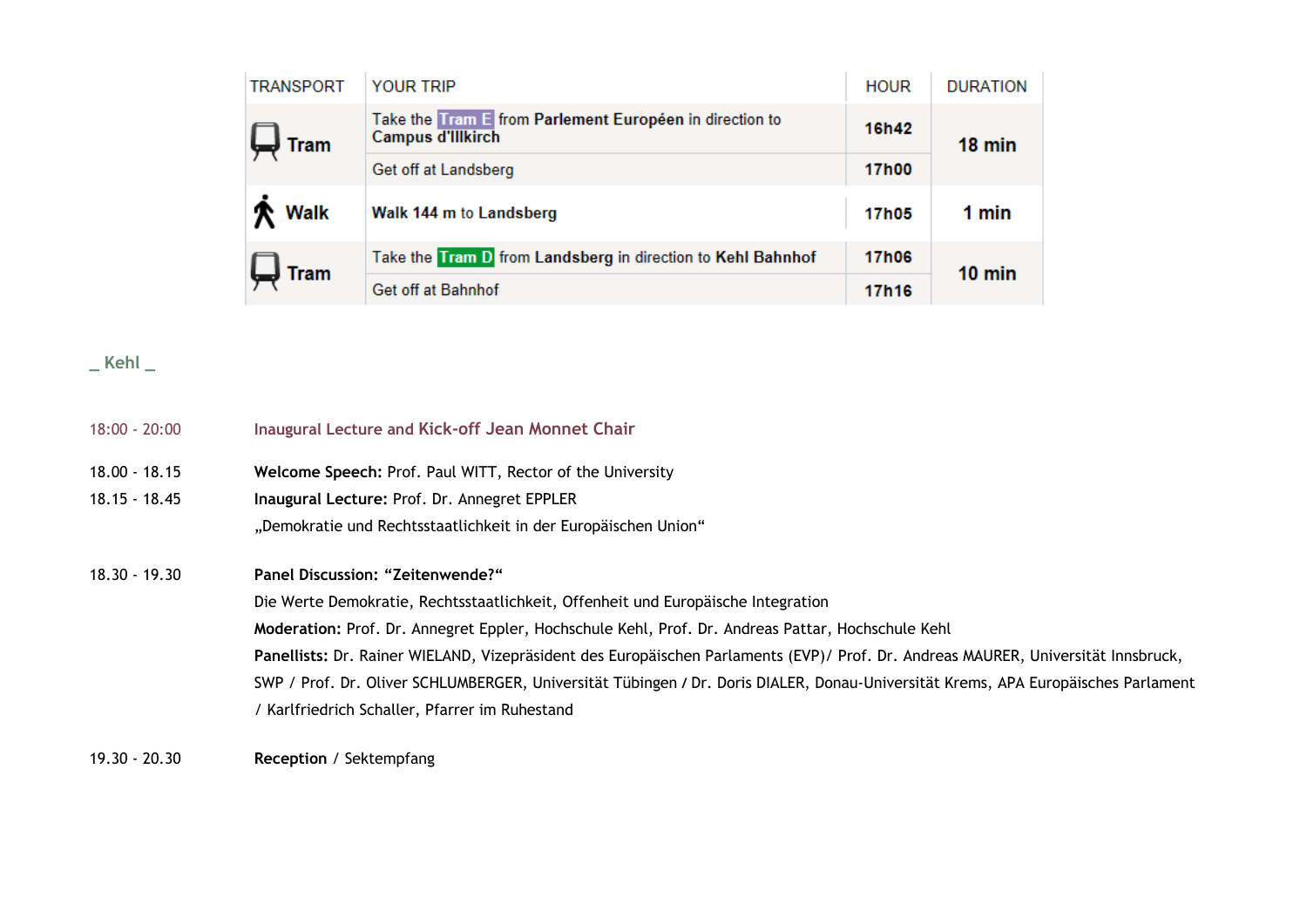| TRANSPORT | YOUR TRIP | HOUR | DURATION |
|---|---|---|---|
| Tram | Take the Tram E from **Parlement Européen** in direction to **Campus d'Illkirch** | **16h42** | **18 min** |
| | Get off at Landsberg | **17h00** | |
| Walk | **Walk 144 m** to **Landsberg** | **17h05** | **1 min** |
| Tram | Take the Tram D from **Landsberg** in direction to **Kehl Bahnhof** | **17h06** | **10 min** |
| | Get off at Bahnhof | **17h16** | |

## _ Kehl _

18:00 - 20:00 Inaugural Lecture and Kick-off Jean Monnet Chair

18.00 - 18.15 **Welcome Speech:** Prof. Paul WITT, Rector of the University

18.15 - 18.45 **Inaugural Lecture:** Prof. Dr. Annegret EPPLER
„Demokratie und Rechtsstaatlichkeit in der Europäischen Union"

18.30 - 19.30 **Panel Discussion: "Zeitenwende?"**
Die Werte Demokratie, Rechtsstaatlichkeit, Offenheit und Europäische Integration
**Moderation:** Prof. Dr. Annegret Eppler, Hochschule Kehl, Prof. Dr. Andreas Pattar, Hochschule Kehl
**Panellists:** Dr. Rainer WIELAND, Vizepräsident des Europäischen Parlaments (EVP)/ Prof. Dr. Andreas MAURER, Universität Innsbruck, SWP / Prof. Dr. Oliver SCHLUMBERGER, Universität Tübingen / Dr. Doris DIALER, Donau-Universität Krems, APA Europäisches Parlament / Karlfriedrich Schaller, Pfarrer im Ruhestand

19.30 - 20.30 **Reception** / Sektempfang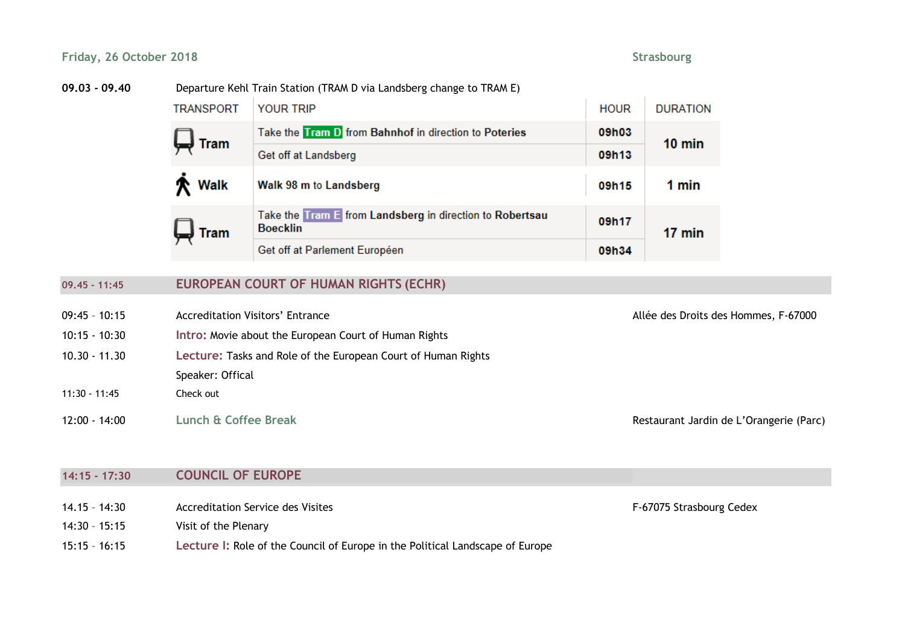Friday, 26 October 2018 — Strasbourg

**09.03 - 09.40** Departure Kehl Train Station (TRAM D via Landsberg change to TRAM E)

| TRANSPORT | YOUR TRIP | HOUR | DURATION |
|---|---|---|---|
| Tram | Take the **Tram D** from **Bahnhof** in direction to **Poteries** | **09h03** | **10 min** |
| | Get off at Landsberg | **09h13** | |
| Walk | **Walk 98 m** to **Landsberg** | **09h15** | **1 min** |
| Tram | Take the **Tram E** from **Landsberg** in direction to **Robertsau Boecklin** | **09h17** | **17 min** |
| | Get off at Parlement Européen | **09h34** | |

## 09.45 - 11:45 EUROPEAN COURT OF HUMAN RIGHTS (ECHR)

09:45 - 10:15 Accreditation Visitors' Entrance — Allée des Droits des Hommes, F-67000

10:15 - 10:30 **Intro:** Movie about the European Court of Human Rights

10.30 - 11.30 **Lecture:** Tasks and Role of the European Court of Human Rights

Speaker: Offical

11:30 - 11:45 Check out

12:00 - 14:00 **Lunch & Coffee Break** — Restaurant Jardin de L'Orangerie (Parc)

## 14:15 - 17:30 COUNCIL OF EUROPE

14.15 - 14:30 Accreditation Service des Visites — F-67075 Strasbourg Cedex

14:30 - 15:15 Visit of the Plenary

15:15 - 16:15 **Lecture I:** Role of the Council of Europe in the Political Landscape of Europe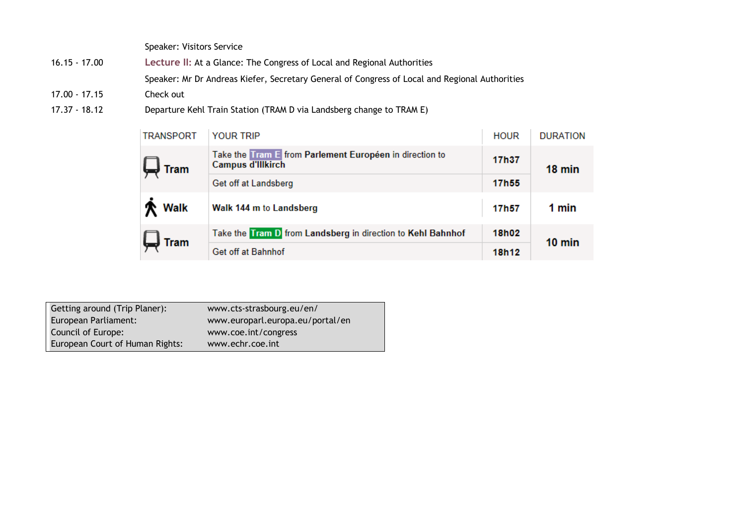| | | |
|---|---|---|
| | | Speaker: Visitors Service |
| 16.15 - 17.00 | | **Lecture II:** At a Glance: The Congress of Local and Regional Authorities |
| | | Speaker: Mr Dr Andreas Kiefer, Secretary General of Congress of Local and Regional Authorities |
| 17.00 - 17.15 | | Check out |
| 17.37 - 18.12 | | Departure Kehl Train Station (TRAM D via Landsberg change to TRAM E) |

| TRANSPORT | YOUR TRIP | HOUR | DURATION |
|---|---|---|---|
| **Tram** | Take the Tram E from **Parlement Européen** in direction to **Campus d'Illkirch** | **17h37** | **18 min** |
| | Get off at Landsberg | **17h55** | |
| **Walk** | **Walk 144 m** to **Landsberg** | **17h57** | **1 min** |
| **Tram** | Take the Tram D from **Landsberg** in direction to **Kehl Bahnhof** | **18h02** | **10 min** |
| | Get off at Bahnhof | **18h12** | |

| | |
|---|---|
| Getting around (Trip Planer): | www.cts-strasbourg.eu/en/ |
| European Parliament: | www.europarl.europa.eu/portal/en |
| Council of Europe: | www.coe.int/congress |
| European Court of Human Rights: | www.echr.coe.int |